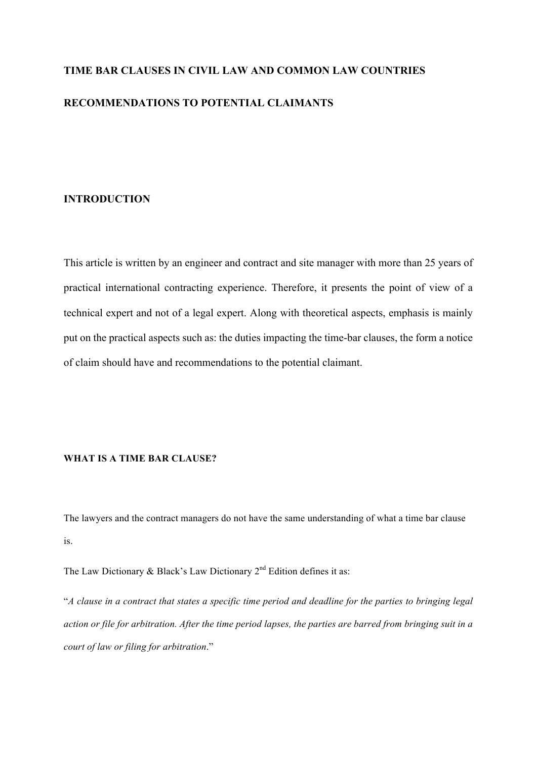# TIME BAR CLAUSES IN CIVIL LAW AND COMMON LAW COUNTRIES

# RECOMMENDATIONS TO POTENTIAL CLAIMANTS

## INTRODUCTION

This article is written by an engineer and contract and site manager with more than 25 years of practical international contracting experience. Therefore, it presents the point of view of a technical expert and not of a legal expert. Along with theoretical aspects, emphasis is mainly put on the practical aspects such as: the duties impacting the time-bar clauses, the form a notice of claim should have and recommendations to the potential claimant.

### WHAT IS A TIME BAR CLAUSE?

The lawyers and the contract managers do not have the same understanding of what a time bar clause is.

The Law Dictionary & Black's Law Dictionary 2nd Edition defines it as:

"*A clause in a contract that states a specific time period and deadline for the parties to bringing legal action or file for arbitration. After the time period lapses, the parties are barred from bringing suit in a court of law or filing for arbitration*."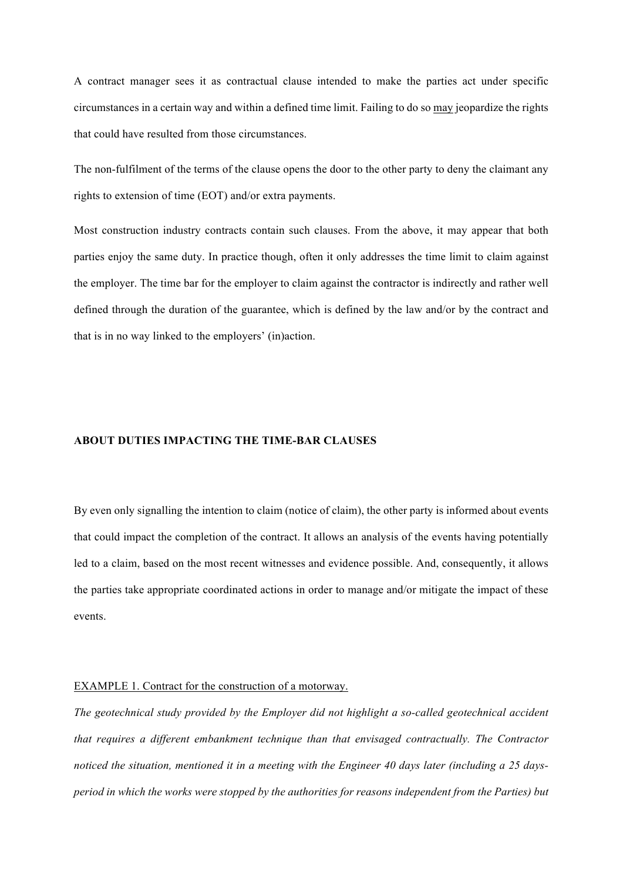A contract manager sees it as contractual clause intended to make the parties act under specific circumstances in a certain way and within a defined time limit. Failing to do so <u>may</u> jeopardize the rights that could have resulted from those circumstances.

The non-fulfilment of the terms of the clause opens the door to the other party to deny the claimant any rights to extension of time (EOT) and/or extra payments.

Most construction industry contracts contain such clauses. From the above, it may appear that both parties enjoy the same duty. In practice though, often it only addresses the time limit to claim against the employer. The time bar for the employer to claim against the contractor is indirectly and rather well defined through the duration of the guarantee, which is defined by the law and/or by the contract and that is in no way linked to the employers' (in)action.

## ABOUT DUTIES IMPACTING THE TIME-BAR CLAUSES

By even only signalling the intention to claim (notice of claim), the other party is informed about events that could impact the completion of the contract. It allows an analysis of the events having potentially led to a claim, based on the most recent witnesses and evidence possible. And, consequently, it allows the parties take appropriate coordinated actions in order to manage and/or mitigate the impact of these events.

<u>EXAMPLE 1. Contract for the construction of a motorway.</u>

*The geotechnical study provided by the Employer did not highlight a so-called geotechnical accident that requires a different embankment technique than that envisaged contractually. The Contractor noticed the situation, mentioned it in a meeting with the Engineer 40 days later (including a 25 days-period in which the works were stopped by the authorities for reasons independent from the Parties) but*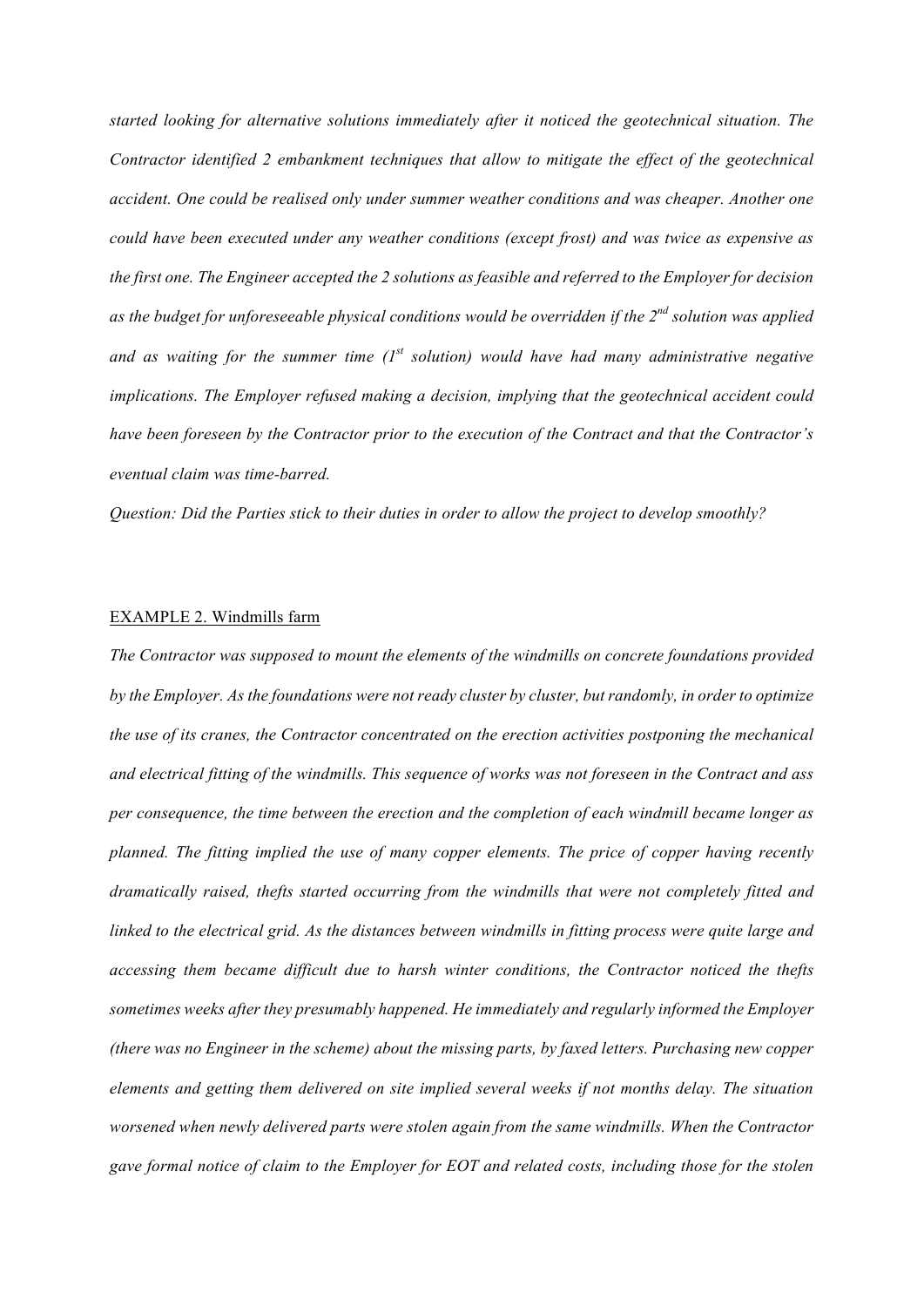*started looking for alternative solutions immediately after it noticed the geotechnical situation. The Contractor identified 2 embankment techniques that allow to mitigate the effect of the geotechnical accident. One could be realised only under summer weather conditions and was cheaper. Another one could have been executed under any weather conditions (except frost) and was twice as expensive as the first one. The Engineer accepted the 2 solutions as feasible and referred to the Employer for decision as the budget for unforeseeable physical conditions would be overridden if the 2nd solution was applied and as waiting for the summer time (1st solution) would have had many administrative negative implications. The Employer refused making a decision, implying that the geotechnical accident could have been foreseen by the Contractor prior to the execution of the Contract and that the Contractor's eventual claim was time-barred.*

*Question: Did the Parties stick to their duties in order to allow the project to develop smoothly?*

EXAMPLE 2. Windmills farm

*The Contractor was supposed to mount the elements of the windmills on concrete foundations provided by the Employer. As the foundations were not ready cluster by cluster, but randomly, in order to optimize the use of its cranes, the Contractor concentrated on the erection activities postponing the mechanical and electrical fitting of the windmills. This sequence of works was not foreseen in the Contract and ass per consequence, the time between the erection and the completion of each windmill became longer as planned. The fitting implied the use of many copper elements. The price of copper having recently dramatically raised, thefts started occurring from the windmills that were not completely fitted and linked to the electrical grid. As the distances between windmills in fitting process were quite large and accessing them became difficult due to harsh winter conditions, the Contractor noticed the thefts sometimes weeks after they presumably happened. He immediately and regularly informed the Employer (there was no Engineer in the scheme) about the missing parts, by faxed letters. Purchasing new copper elements and getting them delivered on site implied several weeks if not months delay. The situation worsened when newly delivered parts were stolen again from the same windmills. When the Contractor gave formal notice of claim to the Employer for EOT and related costs, including those for the stolen*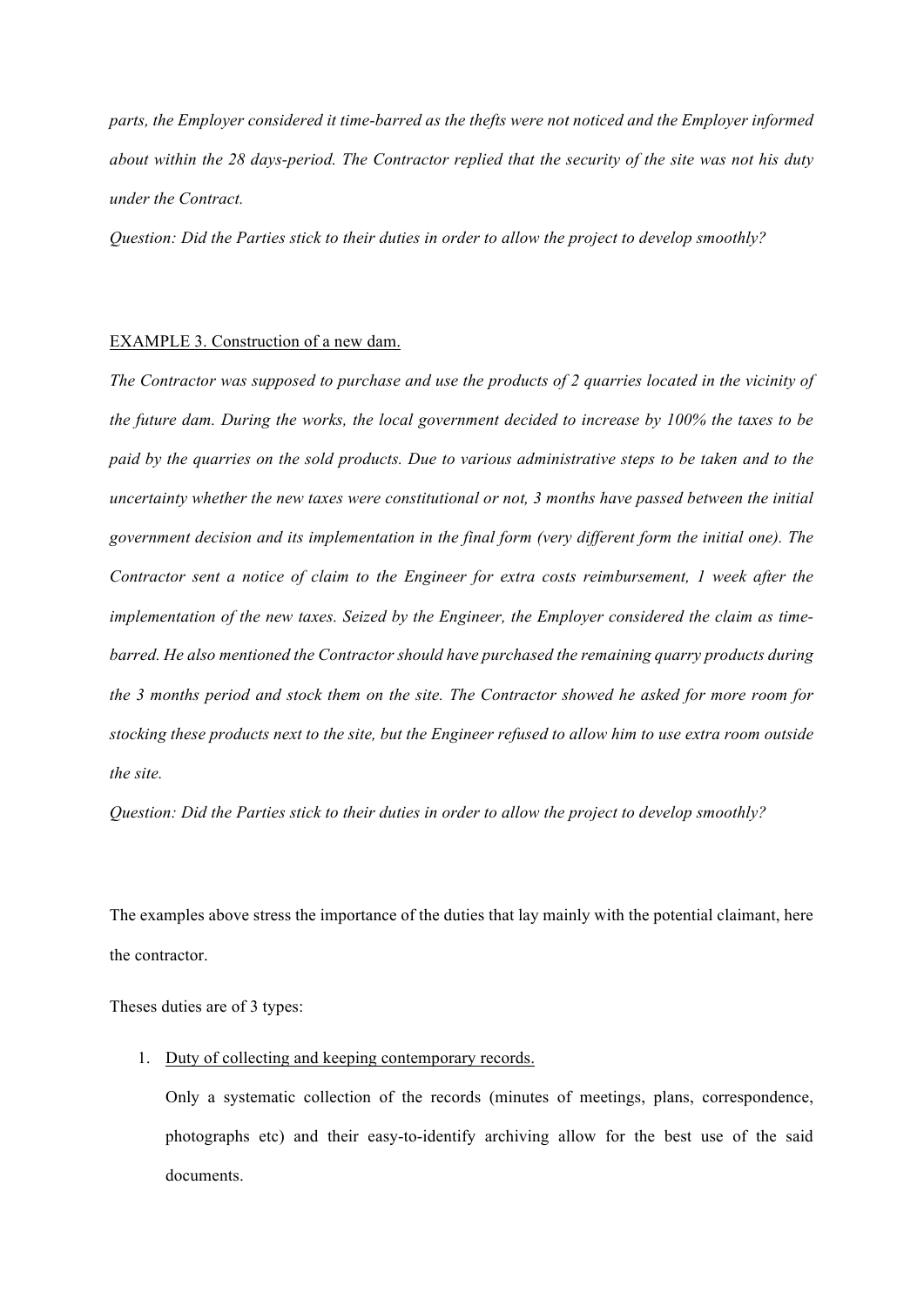*parts, the Employer considered it time-barred as the thefts were not noticed and the Employer informed about within the 28 days-period. The Contractor replied that the security of the site was not his duty under the Contract.*

*Question: Did the Parties stick to their duties in order to allow the project to develop smoothly?*

<u>EXAMPLE 3. Construction of a new dam.</u>

*The Contractor was supposed to purchase and use the products of 2 quarries located in the vicinity of the future dam. During the works, the local government decided to increase by 100% the taxes to be paid by the quarries on the sold products. Due to various administrative steps to be taken and to the uncertainty whether the new taxes were constitutional or not, 3 months have passed between the initial government decision and its implementation in the final form (very different form the initial one). The Contractor sent a notice of claim to the Engineer for extra costs reimbursement, 1 week after the implementation of the new taxes. Seized by the Engineer, the Employer considered the claim as time-barred. He also mentioned the Contractor should have purchased the remaining quarry products during the 3 months period and stock them on the site. The Contractor showed he asked for more room for stocking these products next to the site, but the Engineer refused to allow him to use extra room outside the site.*

*Question: Did the Parties stick to their duties in order to allow the project to develop smoothly?*

The examples above stress the importance of the duties that lay mainly with the potential claimant, here the contractor.

Theses duties are of 3 types:

1. <u>Duty of collecting and keeping contemporary records.</u>

   Only a systematic collection of the records (minutes of meetings, plans, correspondence, photographs etc) and their easy-to-identify archiving allow for the best use of the said documents.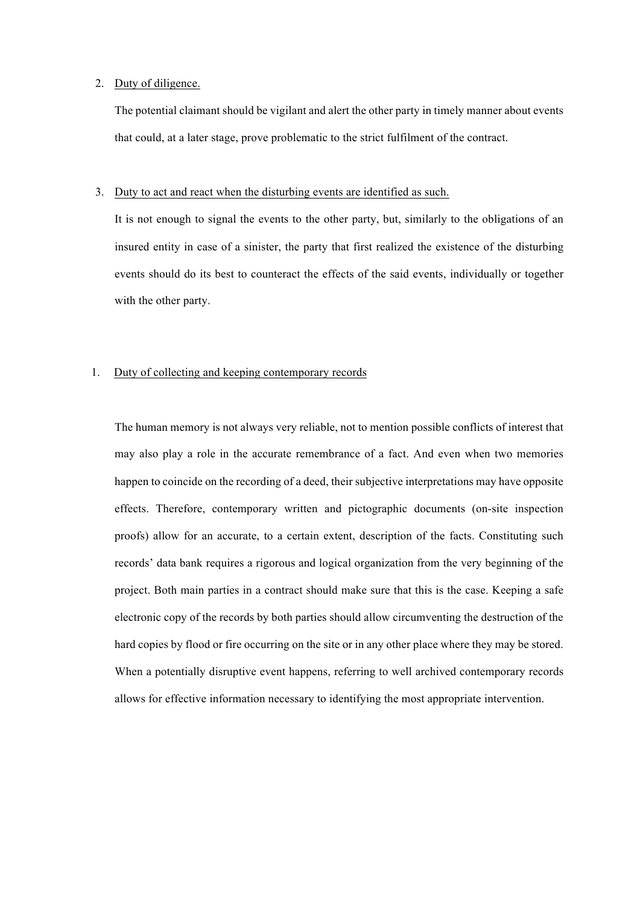2. <u>Duty of diligence.</u>

   The potential claimant should be vigilant and alert the other party in timely manner about events that could, at a later stage, prove problematic to the strict fulfilment of the contract.

3. <u>Duty to act and react when the disturbing events are identified as such.</u>

   It is not enough to signal the events to the other party, but, similarly to the obligations of an insured entity in case of a sinister, the party that first realized the existence of the disturbing events should do its best to counteract the effects of the said events, individually or together with the other party.

1. <u>Duty of collecting and keeping contemporary records</u>

   The human memory is not always very reliable, not to mention possible conflicts of interest that may also play a role in the accurate remembrance of a fact. And even when two memories happen to coincide on the recording of a deed, their subjective interpretations may have opposite effects. Therefore, contemporary written and pictographic documents (on-site inspection proofs) allow for an accurate, to a certain extent, description of the facts. Constituting such records' data bank requires a rigorous and logical organization from the very beginning of the project. Both main parties in a contract should make sure that this is the case. Keeping a safe electronic copy of the records by both parties should allow circumventing the destruction of the hard copies by flood or fire occurring on the site or in any other place where they may be stored. When a potentially disruptive event happens, referring to well archived contemporary records allows for effective information necessary to identifying the most appropriate intervention.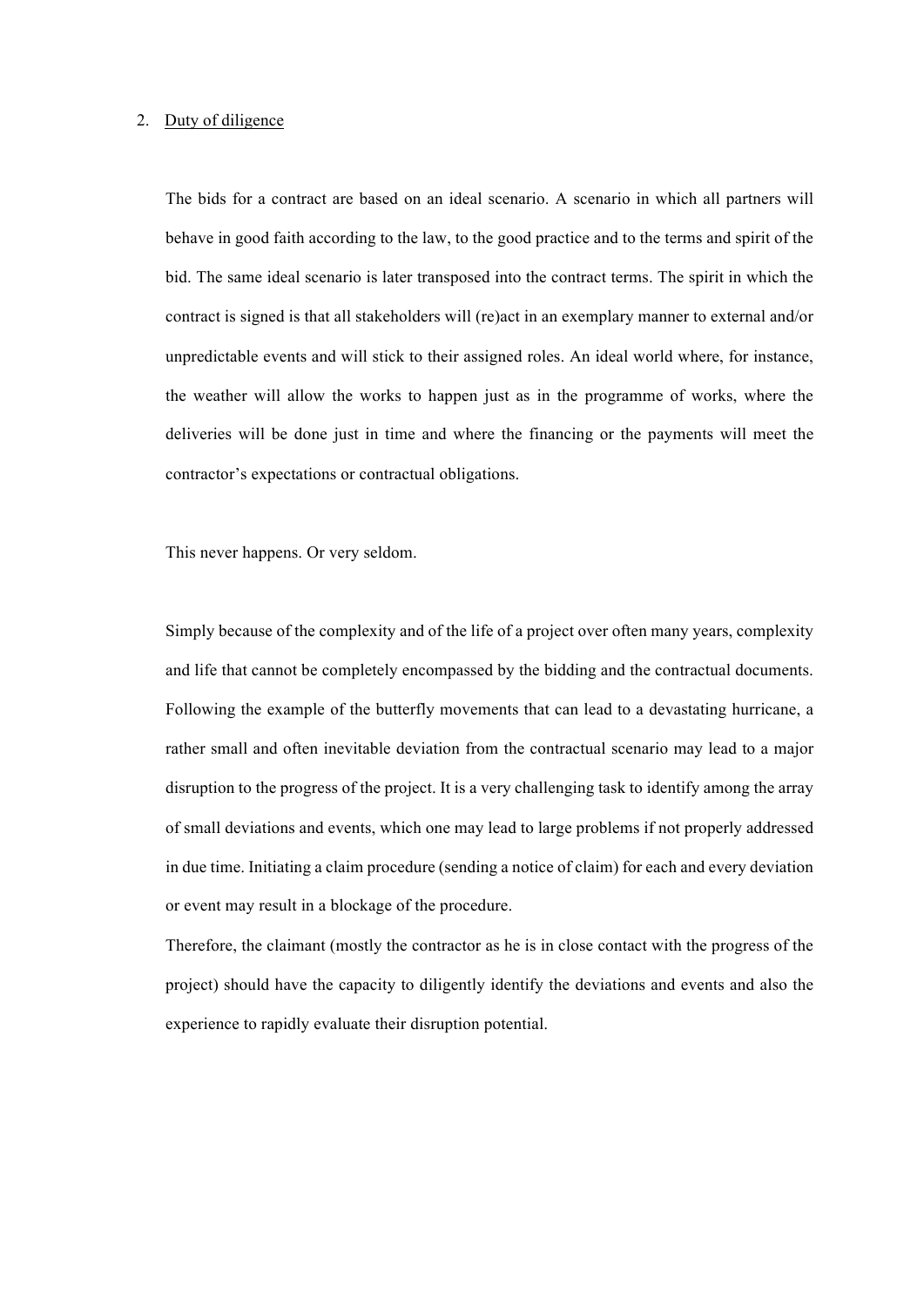## 2. Duty of diligence

The bids for a contract are based on an ideal scenario. A scenario in which all partners will behave in good faith according to the law, to the good practice and to the terms and spirit of the bid. The same ideal scenario is later transposed into the contract terms. The spirit in which the contract is signed is that all stakeholders will (re)act in an exemplary manner to external and/or unpredictable events and will stick to their assigned roles. An ideal world where, for instance, the weather will allow the works to happen just as in the programme of works, where the deliveries will be done just in time and where the financing or the payments will meet the contractor's expectations or contractual obligations.

This never happens. Or very seldom.

Simply because of the complexity and of the life of a project over often many years, complexity and life that cannot be completely encompassed by the bidding and the contractual documents. Following the example of the butterfly movements that can lead to a devastating hurricane, a rather small and often inevitable deviation from the contractual scenario may lead to a major disruption to the progress of the project. It is a very challenging task to identify among the array of small deviations and events, which one may lead to large problems if not properly addressed in due time. Initiating a claim procedure (sending a notice of claim) for each and every deviation or event may result in a blockage of the procedure.

Therefore, the claimant (mostly the contractor as he is in close contact with the progress of the project) should have the capacity to diligently identify the deviations and events and also the experience to rapidly evaluate their disruption potential.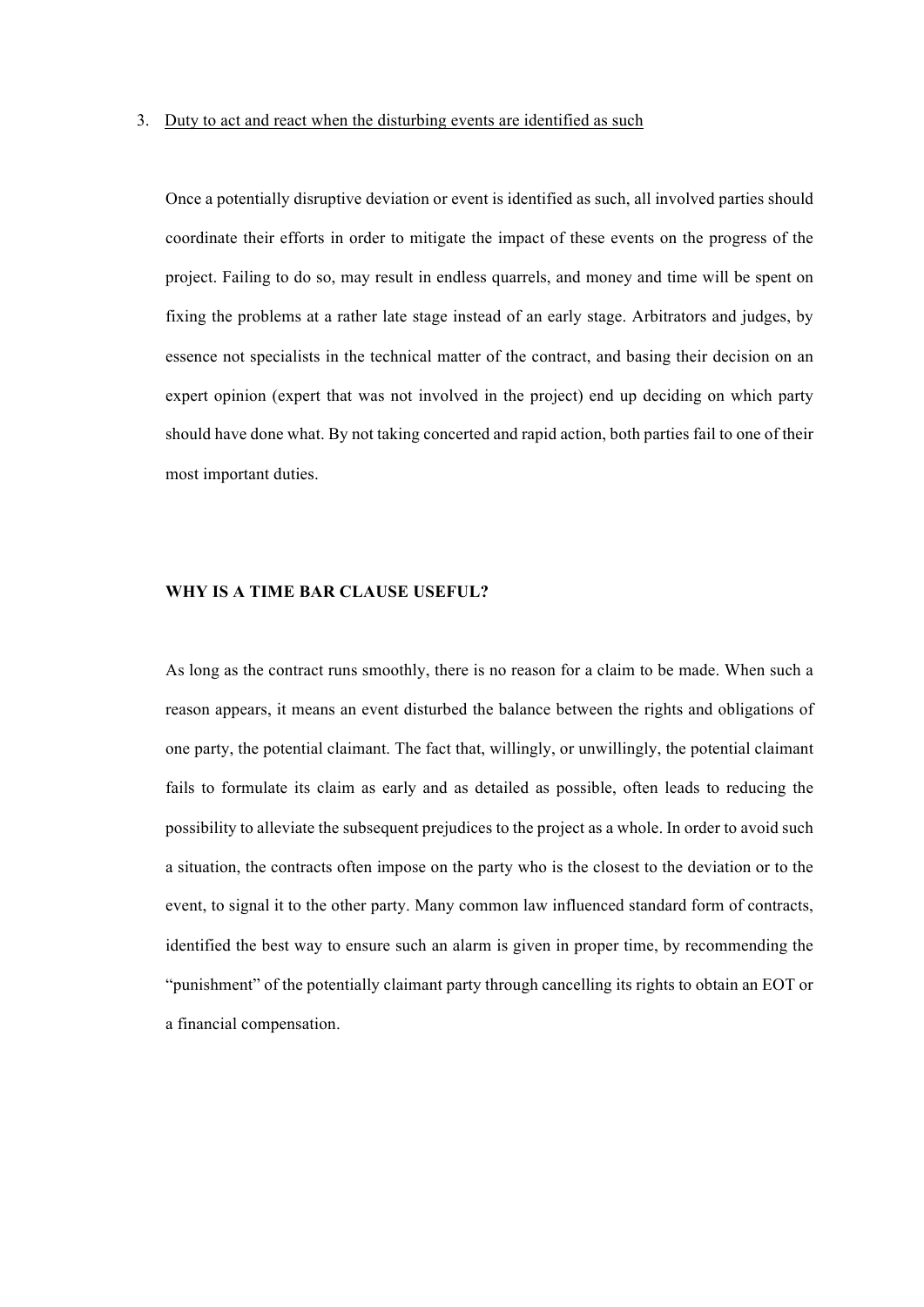3. <u>Duty to act and react when the disturbing events are identified as such</u>

Once a potentially disruptive deviation or event is identified as such, all involved parties should coordinate their efforts in order to mitigate the impact of these events on the progress of the project. Failing to do so, may result in endless quarrels, and money and time will be spent on fixing the problems at a rather late stage instead of an early stage. Arbitrators and judges, by essence not specialists in the technical matter of the contract, and basing their decision on an expert opinion (expert that was not involved in the project) end up deciding on which party should have done what. By not taking concerted and rapid action, both parties fail to one of their most important duties.

**WHY IS A TIME BAR CLAUSE USEFUL?**

As long as the contract runs smoothly, there is no reason for a claim to be made. When such a reason appears, it means an event disturbed the balance between the rights and obligations of one party, the potential claimant. The fact that, willingly, or unwillingly, the potential claimant fails to formulate its claim as early and as detailed as possible, often leads to reducing the possibility to alleviate the subsequent prejudices to the project as a whole. In order to avoid such a situation, the contracts often impose on the party who is the closest to the deviation or to the event, to signal it to the other party. Many common law influenced standard form of contracts, identified the best way to ensure such an alarm is given in proper time, by recommending the "punishment" of the potentially claimant party through cancelling its rights to obtain an EOT or a financial compensation.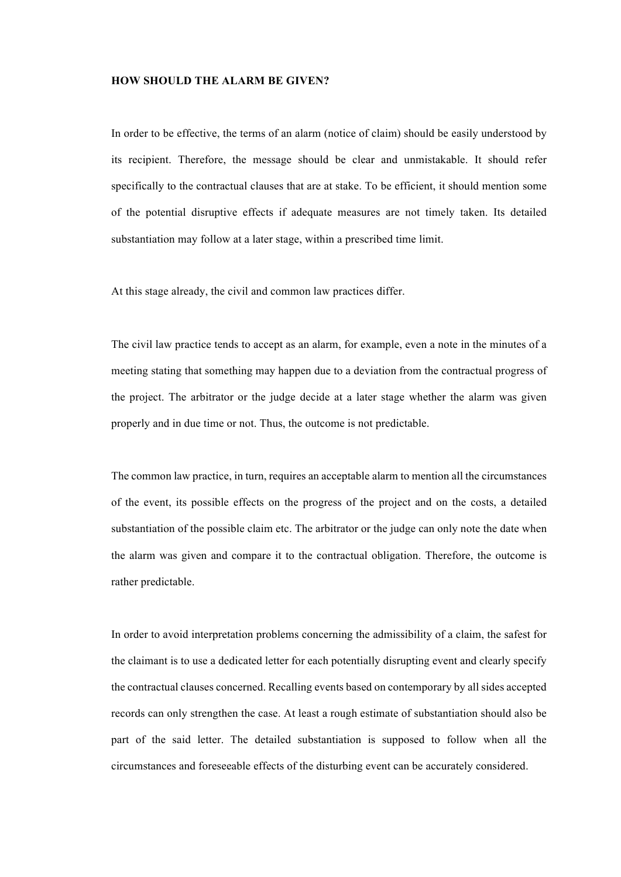**HOW SHOULD THE ALARM BE GIVEN?**

In order to be effective, the terms of an alarm (notice of claim) should be easily understood by its recipient. Therefore, the message should be clear and unmistakable. It should refer specifically to the contractual clauses that are at stake. To be efficient, it should mention some of the potential disruptive effects if adequate measures are not timely taken. Its detailed substantiation may follow at a later stage, within a prescribed time limit.

At this stage already, the civil and common law practices differ.

The civil law practice tends to accept as an alarm, for example, even a note in the minutes of a meeting stating that something may happen due to a deviation from the contractual progress of the project. The arbitrator or the judge decide at a later stage whether the alarm was given properly and in due time or not. Thus, the outcome is not predictable.

The common law practice, in turn, requires an acceptable alarm to mention all the circumstances of the event, its possible effects on the progress of the project and on the costs, a detailed substantiation of the possible claim etc. The arbitrator or the judge can only note the date when the alarm was given and compare it to the contractual obligation. Therefore, the outcome is rather predictable.

In order to avoid interpretation problems concerning the admissibility of a claim, the safest for the claimant is to use a dedicated letter for each potentially disrupting event and clearly specify the contractual clauses concerned. Recalling events based on contemporary by all sides accepted records can only strengthen the case. At least a rough estimate of substantiation should also be part of the said letter. The detailed substantiation is supposed to follow when all the circumstances and foreseeable effects of the disturbing event can be accurately considered.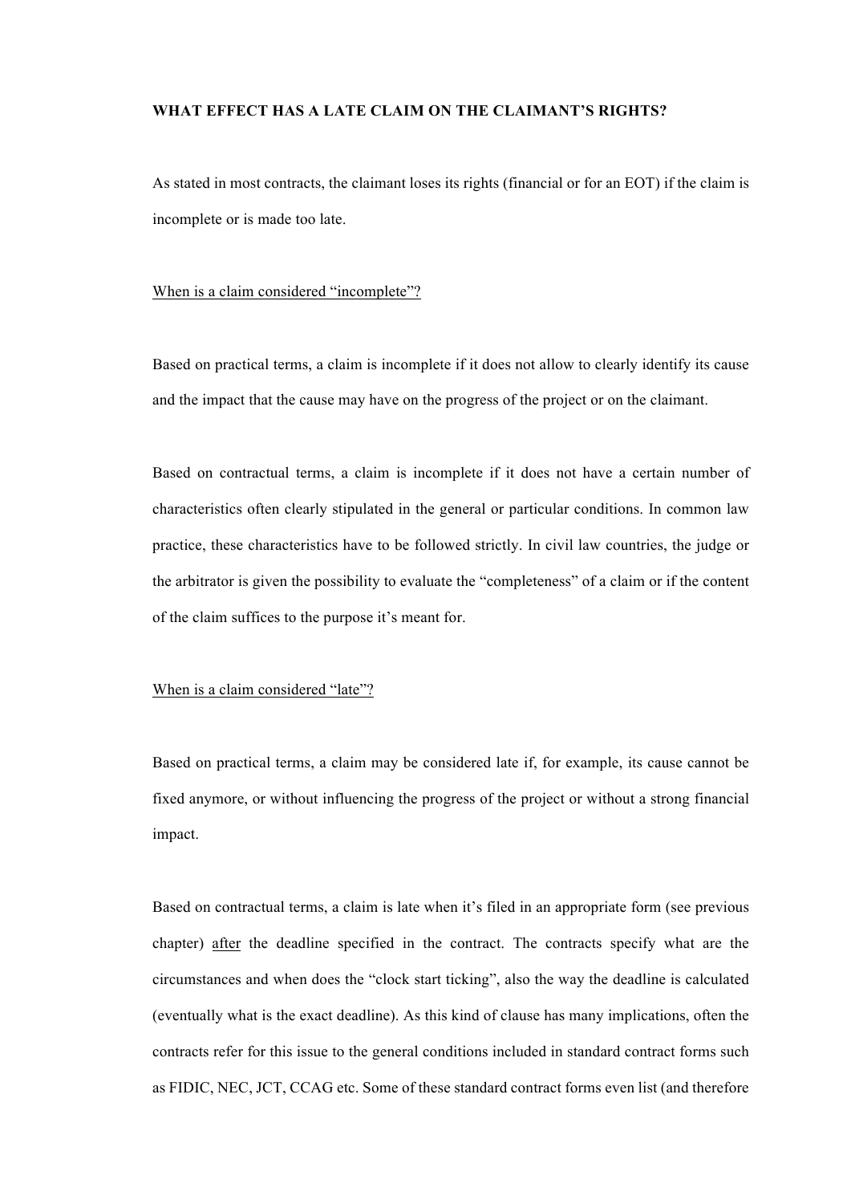**WHAT EFFECT HAS A LATE CLAIM ON THE CLAIMANT'S RIGHTS?**

As stated in most contracts, the claimant loses its rights (financial or for an EOT) if the claim is incomplete or is made too late.

<u>When is a claim considered "incomplete"?</u>

Based on practical terms, a claim is incomplete if it does not allow to clearly identify its cause and the impact that the cause may have on the progress of the project or on the claimant.

Based on contractual terms, a claim is incomplete if it does not have a certain number of characteristics often clearly stipulated in the general or particular conditions. In common law practice, these characteristics have to be followed strictly. In civil law countries, the judge or the arbitrator is given the possibility to evaluate the "completeness" of a claim or if the content of the claim suffices to the purpose it's meant for.

<u>When is a claim considered "late"?</u>

Based on practical terms, a claim may be considered late if, for example, its cause cannot be fixed anymore, or without influencing the progress of the project or without a strong financial impact.

Based on contractual terms, a claim is late when it's filed in an appropriate form (see previous chapter) <u>after</u> the deadline specified in the contract. The contracts specify what are the circumstances and when does the "clock start ticking", also the way the deadline is calculated (eventually what is the exact deadline). As this kind of clause has many implications, often the contracts refer for this issue to the general conditions included in standard contract forms such as FIDIC, NEC, JCT, CCAG etc. Some of these standard contract forms even list (and therefore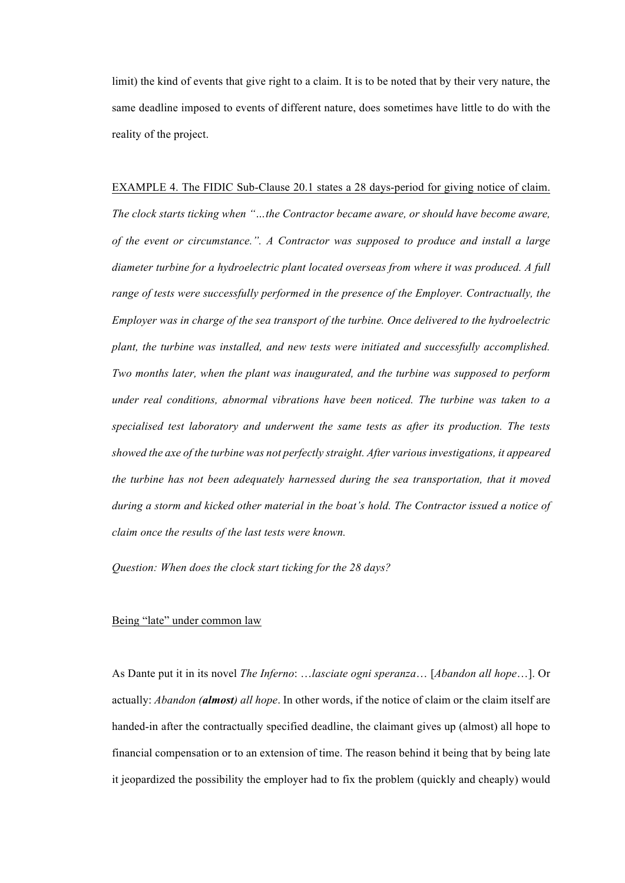limit) the kind of events that give right to a claim. It is to be noted that by their very nature, the same deadline imposed to events of different nature, does sometimes have little to do with the reality of the project.

<u>EXAMPLE 4. The FIDIC Sub-Clause 20.1 states a 28 days-period for giving notice of claim.</u> *The clock starts ticking when "…the Contractor became aware, or should have become aware, of the event or circumstance.". A Contractor was supposed to produce and install a large diameter turbine for a hydroelectric plant located overseas from where it was produced. A full range of tests were successfully performed in the presence of the Employer. Contractually, the Employer was in charge of the sea transport of the turbine. Once delivered to the hydroelectric plant, the turbine was installed, and new tests were initiated and successfully accomplished. Two months later, when the plant was inaugurated, and the turbine was supposed to perform under real conditions, abnormal vibrations have been noticed. The turbine was taken to a specialised test laboratory and underwent the same tests as after its production. The tests showed the axe of the turbine was not perfectly straight. After various investigations, it appeared the turbine has not been adequately harnessed during the sea transportation, that it moved during a storm and kicked other material in the boat's hold. The Contractor issued a notice of claim once the results of the last tests were known.*

*Question: When does the clock start ticking for the 28 days?*

<u>Being "late" under common law</u>

As Dante put it in its novel *The Inferno*: *…lasciate ogni speranza…* [*Abandon all hope…*]. Or actually: *Abandon* ***(almost)*** *all hope*. In other words, if the notice of claim or the claim itself are handed-in after the contractually specified deadline, the claimant gives up (almost) all hope to financial compensation or to an extension of time. The reason behind it being that by being late it jeopardized the possibility the employer had to fix the problem (quickly and cheaply) would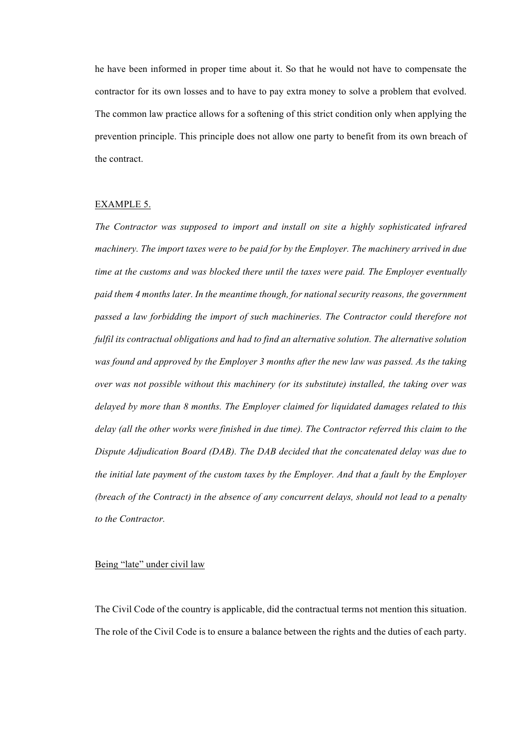he have been informed in proper time about it. So that he would not have to compensate the contractor for its own losses and to have to pay extra money to solve a problem that evolved. The common law practice allows for a softening of this strict condition only when applying the prevention principle. This principle does not allow one party to benefit from its own breach of the contract.

<u>EXAMPLE 5.</u>

*The Contractor was supposed to import and install on site a highly sophisticated infrared machinery. The import taxes were to be paid for by the Employer. The machinery arrived in due time at the customs and was blocked there until the taxes were paid. The Employer eventually paid them 4 months later. In the meantime though, for national security reasons, the government passed a law forbidding the import of such machineries. The Contractor could therefore not fulfil its contractual obligations and had to find an alternative solution. The alternative solution was found and approved by the Employer 3 months after the new law was passed. As the taking over was not possible without this machinery (or its substitute) installed, the taking over was delayed by more than 8 months. The Employer claimed for liquidated damages related to this delay (all the other works were finished in due time). The Contractor referred this claim to the Dispute Adjudication Board (DAB). The DAB decided that the concatenated delay was due to the initial late payment of the custom taxes by the Employer. And that a fault by the Employer (breach of the Contract) in the absence of any concurrent delays, should not lead to a penalty to the Contractor.*

<u>Being "late" under civil law</u>

The Civil Code of the country is applicable, did the contractual terms not mention this situation. The role of the Civil Code is to ensure a balance between the rights and the duties of each party.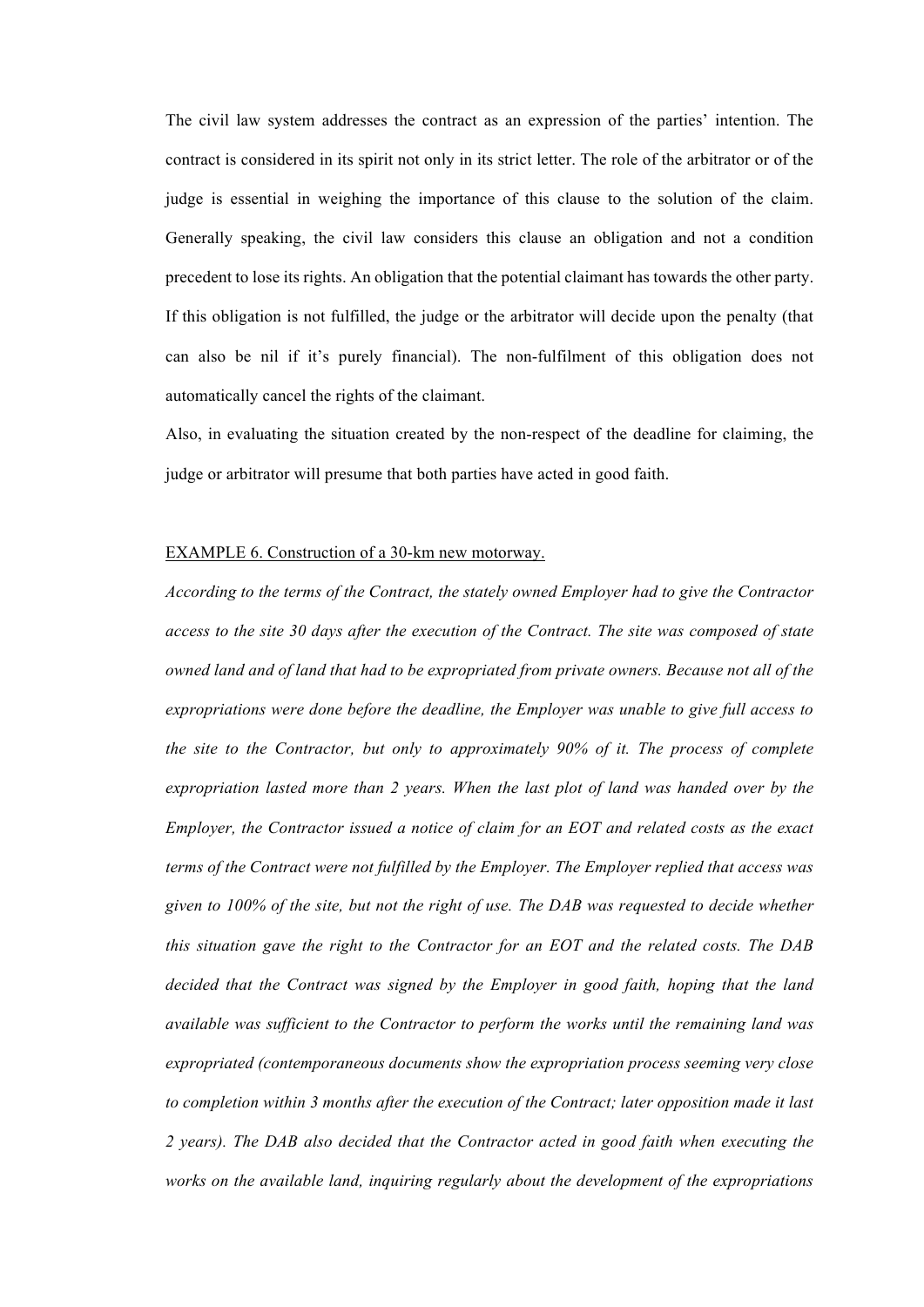The civil law system addresses the contract as an expression of the parties' intention. The contract is considered in its spirit not only in its strict letter. The role of the arbitrator or of the judge is essential in weighing the importance of this clause to the solution of the claim. Generally speaking, the civil law considers this clause an obligation and not a condition precedent to lose its rights. An obligation that the potential claimant has towards the other party. If this obligation is not fulfilled, the judge or the arbitrator will decide upon the penalty (that can also be nil if it's purely financial). The non-fulfilment of this obligation does not automatically cancel the rights of the claimant.

Also, in evaluating the situation created by the non-respect of the deadline for claiming, the judge or arbitrator will presume that both parties have acted in good faith.

<u>EXAMPLE 6. Construction of a 30-km new motorway.</u>

*According to the terms of the Contract, the stately owned Employer had to give the Contractor access to the site 30 days after the execution of the Contract. The site was composed of state owned land and of land that had to be expropriated from private owners. Because not all of the expropriations were done before the deadline, the Employer was unable to give full access to the site to the Contractor, but only to approximately 90% of it. The process of complete expropriation lasted more than 2 years. When the last plot of land was handed over by the Employer, the Contractor issued a notice of claim for an EOT and related costs as the exact terms of the Contract were not fulfilled by the Employer. The Employer replied that access was given to 100% of the site, but not the right of use. The DAB was requested to decide whether this situation gave the right to the Contractor for an EOT and the related costs. The DAB decided that the Contract was signed by the Employer in good faith, hoping that the land available was sufficient to the Contractor to perform the works until the remaining land was expropriated (contemporaneous documents show the expropriation process seeming very close to completion within 3 months after the execution of the Contract; later opposition made it last 2 years). The DAB also decided that the Contractor acted in good faith when executing the works on the available land, inquiring regularly about the development of the expropriations*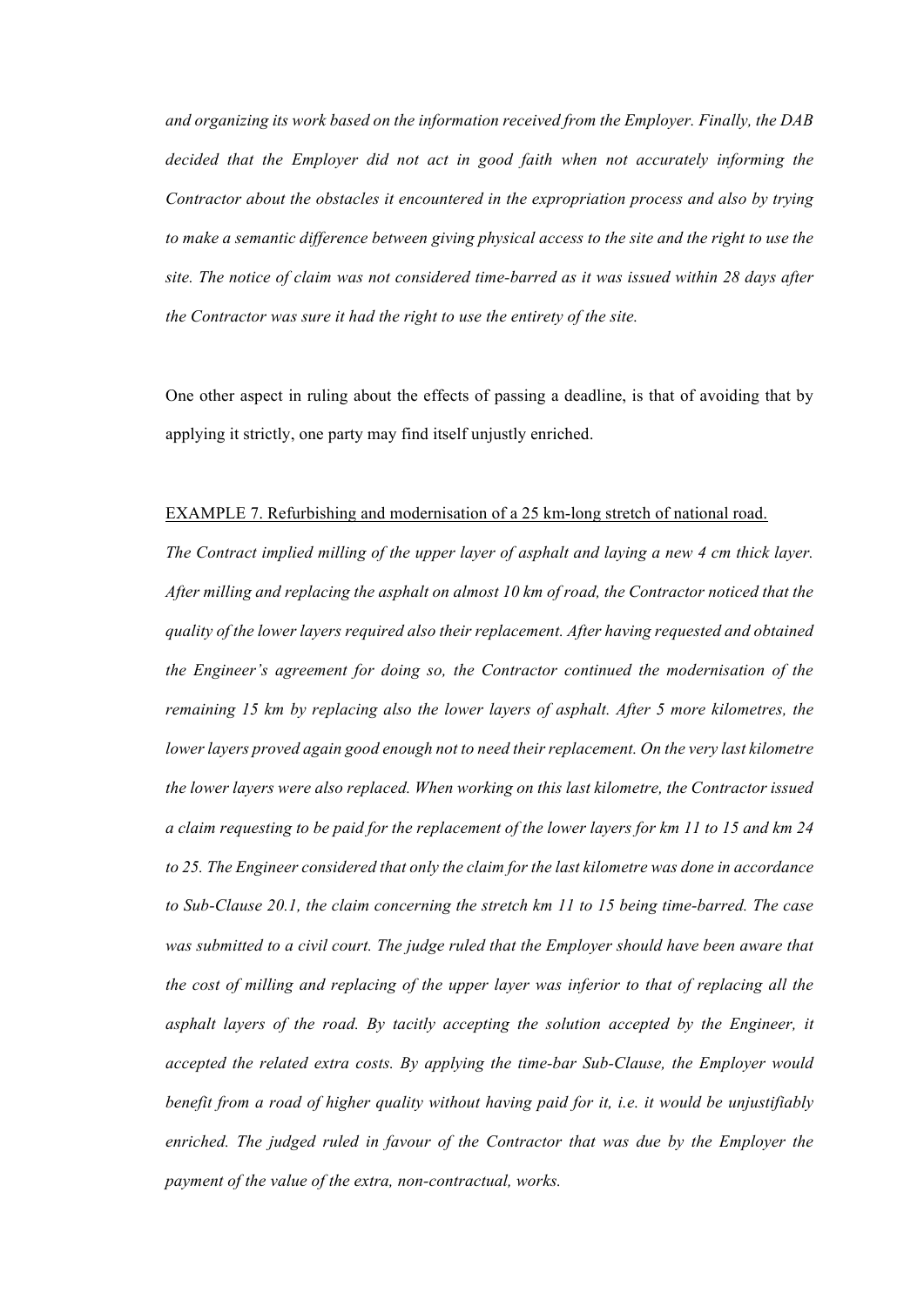*and organizing its work based on the information received from the Employer. Finally, the DAB decided that the Employer did not act in good faith when not accurately informing the Contractor about the obstacles it encountered in the expropriation process and also by trying to make a semantic difference between giving physical access to the site and the right to use the site. The notice of claim was not considered time-barred as it was issued within 28 days after the Contractor was sure it had the right to use the entirety of the site.*

One other aspect in ruling about the effects of passing a deadline, is that of avoiding that by applying it strictly, one party may find itself unjustly enriched.

<u>EXAMPLE 7. Refurbishing and modernisation of a 25 km-long stretch of national road.</u>

*The Contract implied milling of the upper layer of asphalt and laying a new 4 cm thick layer. After milling and replacing the asphalt on almost 10 km of road, the Contractor noticed that the quality of the lower layers required also their replacement. After having requested and obtained the Engineer's agreement for doing so, the Contractor continued the modernisation of the remaining 15 km by replacing also the lower layers of asphalt. After 5 more kilometres, the lower layers proved again good enough not to need their replacement. On the very last kilometre the lower layers were also replaced. When working on this last kilometre, the Contractor issued a claim requesting to be paid for the replacement of the lower layers for km 11 to 15 and km 24 to 25. The Engineer considered that only the claim for the last kilometre was done in accordance to Sub-Clause 20.1, the claim concerning the stretch km 11 to 15 being time-barred. The case was submitted to a civil court. The judge ruled that the Employer should have been aware that the cost of milling and replacing of the upper layer was inferior to that of replacing all the asphalt layers of the road. By tacitly accepting the solution accepted by the Engineer, it accepted the related extra costs. By applying the time-bar Sub-Clause, the Employer would benefit from a road of higher quality without having paid for it, i.e. it would be unjustifiably enriched. The judged ruled in favour of the Contractor that was due by the Employer the payment of the value of the extra, non-contractual, works.*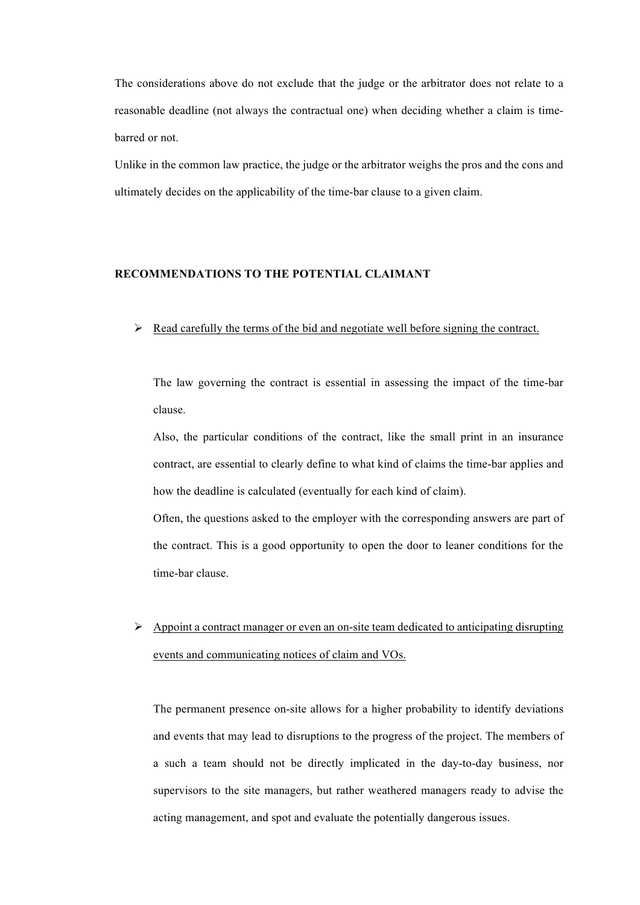The considerations above do not exclude that the judge or the arbitrator does not relate to a reasonable deadline (not always the contractual one) when deciding whether a claim is time-barred or not.

Unlike in the common law practice, the judge or the arbitrator weighs the pros and the cons and ultimately decides on the applicability of the time-bar clause to a given claim.

**RECOMMENDATIONS TO THE POTENTIAL CLAIMANT**

- <u>Read carefully the terms of the bid and negotiate well before signing the contract.</u>

  The law governing the contract is essential in assessing the impact of the time-bar clause.

  Also, the particular conditions of the contract, like the small print in an insurance contract, are essential to clearly define to what kind of claims the time-bar applies and how the deadline is calculated (eventually for each kind of claim).

  Often, the questions asked to the employer with the corresponding answers are part of the contract. This is a good opportunity to open the door to leaner conditions for the time-bar clause.

- <u>Appoint a contract manager or even an on-site team dedicated to anticipating disrupting events and communicating notices of claim and VOs.</u>

  The permanent presence on-site allows for a higher probability to identify deviations and events that may lead to disruptions to the progress of the project. The members of a such a team should not be directly implicated in the day-to-day business, nor supervisors to the site managers, but rather weathered managers ready to advise the acting management, and spot and evaluate the potentially dangerous issues.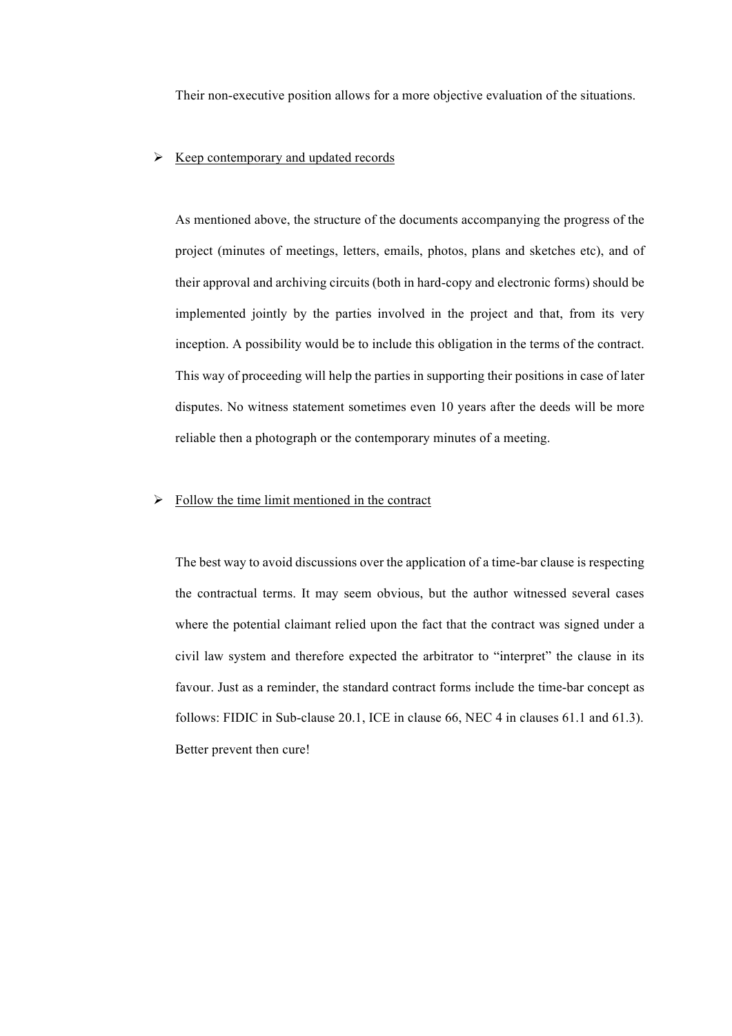Their non-executive position allows for a more objective evaluation of the situations.

- Keep contemporary and updated records

As mentioned above, the structure of the documents accompanying the progress of the project (minutes of meetings, letters, emails, photos, plans and sketches etc), and of their approval and archiving circuits (both in hard-copy and electronic forms) should be implemented jointly by the parties involved in the project and that, from its very inception. A possibility would be to include this obligation in the terms of the contract. This way of proceeding will help the parties in supporting their positions in case of later disputes. No witness statement sometimes even 10 years after the deeds will be more reliable then a photograph or the contemporary minutes of a meeting.

- Follow the time limit mentioned in the contract

The best way to avoid discussions over the application of a time-bar clause is respecting the contractual terms. It may seem obvious, but the author witnessed several cases where the potential claimant relied upon the fact that the contract was signed under a civil law system and therefore expected the arbitrator to "interpret" the clause in its favour. Just as a reminder, the standard contract forms include the time-bar concept as follows: FIDIC in Sub-clause 20.1, ICE in clause 66, NEC 4 in clauses 61.1 and 61.3). Better prevent then cure!